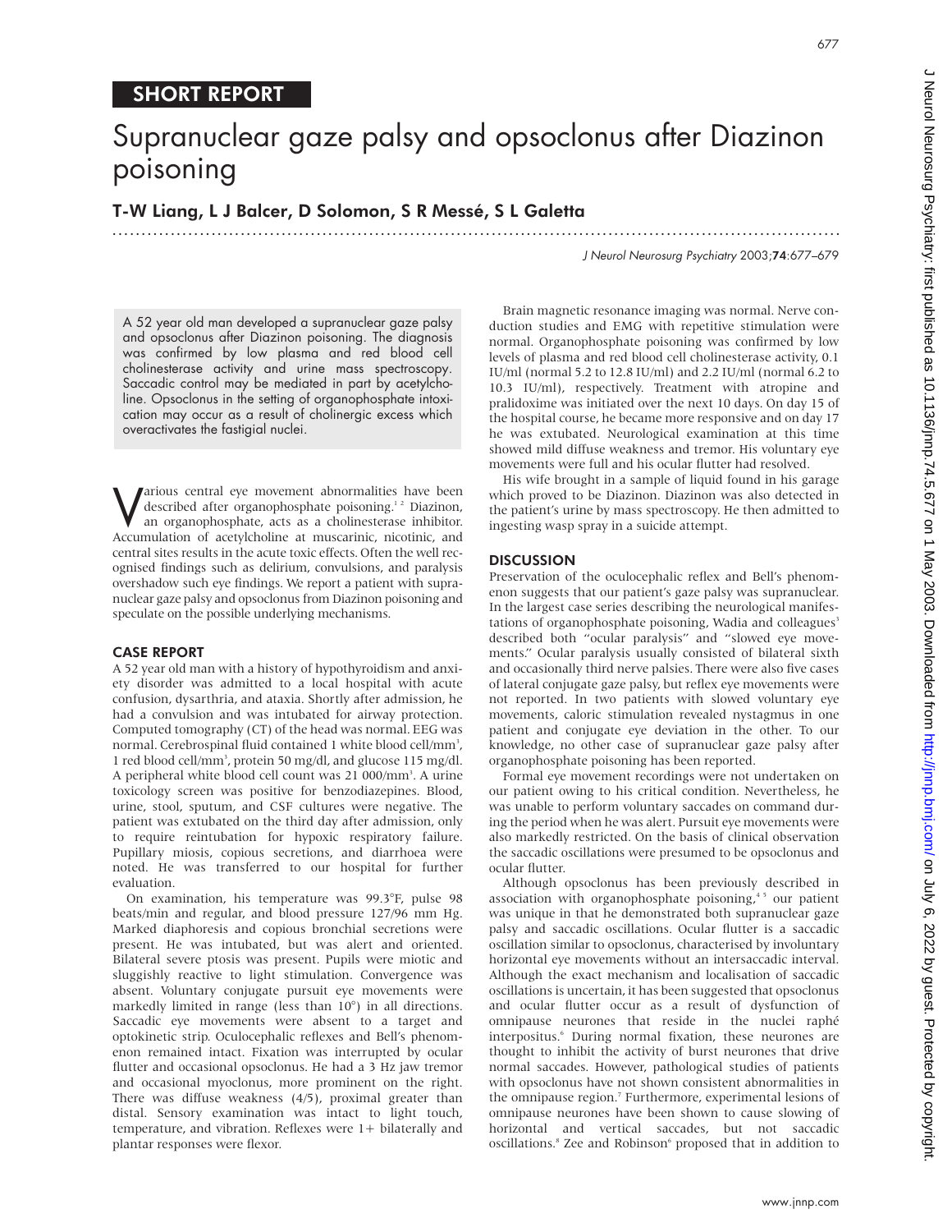SHORT REPORT

# Supranuclear gaze palsy and opsoclonus after Diazinon poisoning

**T-W Liang, L J Balcer, D Solomon, S R Messé, S L Galetta**

A 52 year old man developed a supranuclear gaze palsy and opsoclonus after Diazinon poisoning. The diagnosis was confirmed by low plasma and red blood cell cholinesterase activity and urine mass spectroscopy. Saccadic control may be mediated in part by acetylcholine. Opsoclonus in the setting of organophosphate intoxication may occur as a result of cholinergic excess which overactivates the fastigial nuclei.

Various central eye movement abnormalities have been described after organophosphate poisoning.[1 2] Diazinon, an organophosphate, acts as a cholinesterase inhibitor. Accumulation of acetylcholine at muscarinic, nicotinic, and central sites results in the acute toxic effects. Often the well recognised findings such as delirium, convulsions, and paralysis overshadow such eye findings. We report a patient with supranuclear gaze palsy and opsoclonus from Diazinon poisoning and speculate on the possible underlying mechanisms.

## CASE REPORT

A 52 year old man with a history of hypothyroidism and anxiety disorder was admitted to a local hospital with acute confusion, dysarthria, and ataxia. Shortly after admission, he had a convulsion and was intubated for airway protection. Computed tomography (CT) of the head was normal. EEG was normal. Cerebrospinal fluid contained 1 white blood cell/mm$^3$, 1 red blood cell/mm$^3$, protein 50 mg/dl, and glucose 115 mg/dl. A peripheral white blood cell count was 21 000/mm$^3$. A urine toxicology screen was positive for benzodiazepines. Blood, urine, stool, sputum, and CSF cultures were negative. The patient was extubated on the third day after admission, only to require reintubation for hypoxic respiratory failure. Pupillary miosis, copious secretions, and diarrhoea were noted. He was transferred to our hospital for further evaluation.

On examination, his temperature was 99.3°F, pulse 98 beats/min and regular, and blood pressure 127/96 mm Hg. Marked diaphoresis and copious bronchial secretions were present. He was intubated, but was alert and oriented. Bilateral severe ptosis was present. Pupils were miotic and sluggishly reactive to light stimulation. Convergence was absent. Voluntary conjugate pursuit eye movements were markedly limited in range (less than 10°) in all directions. Saccadic eye movements were absent to a target and optokinetic strip. Oculocephalic reflexes and Bell's phenomenon remained intact. Fixation was interrupted by ocular flutter and occasional opsoclonus. He had a 3 Hz jaw tremor and occasional myoclonus, more prominent on the right. There was diffuse weakness (4/5), proximal greater than distal. Sensory examination was intact to light touch, temperature, and vibration. Reflexes were 1+ bilaterally and plantar responses were flexor.

Brain magnetic resonance imaging was normal. Nerve conduction studies and EMG with repetitive stimulation were normal. Organophosphate poisoning was confirmed by low levels of plasma and red blood cell cholinesterase activity, 0.1 IU/ml (normal 5.2 to 12.8 IU/ml) and 2.2 IU/ml (normal 6.2 to 10.3 IU/ml), respectively. Treatment with atropine and pralidoxime was initiated over the next 10 days. On day 15 of the hospital course, he became more responsive and on day 17 he was extubated. Neurological examination at this time showed mild diffuse weakness and tremor. His voluntary eye movements were full and his ocular flutter had resolved.

His wife brought in a sample of liquid found in his garage which proved to be Diazinon. Diazinon was also detected in the patient's urine by mass spectroscopy. He then admitted to ingesting wasp spray in a suicide attempt.

## DISCUSSION

Preservation of the oculocephalic reflex and Bell's phenomenon suggests that our patient's gaze palsy was supranuclear. In the largest case series describing the neurological manifestations of organophosphate poisoning, Wadia and colleagues[3] described both "ocular paralysis" and "slowed eye movements." Ocular paralysis usually consisted of bilateral sixth and occasionally third nerve palsies. There were also five cases of lateral conjugate gaze palsy, but reflex eye movements were not reported. In two patients with slowed voluntary eye movements, caloric stimulation revealed nystagmus in one patient and conjugate eye deviation in the other. To our knowledge, no other case of supranuclear gaze palsy after organophosphate poisoning has been reported.

Formal eye movement recordings were not undertaken on our patient owing to his critical condition. Nevertheless, he was unable to perform voluntary saccades on command during the period when he was alert. Pursuit eye movements were also markedly restricted. On the basis of clinical observation the saccadic oscillations were presumed to be opsoclonus and ocular flutter.

Although opsoclonus has been previously described in association with organophosphate poisoning,[4 5] our patient was unique in that he demonstrated both supranuclear gaze palsy and saccadic oscillations. Ocular flutter is a saccadic oscillation similar to opsoclonus, characterised by involuntary horizontal eye movements without an intersaccadic interval. Although the exact mechanism and localisation of saccadic oscillations is uncertain, it has been suggested that opsoclonus and ocular flutter occur as a result of dysfunction of omnipause neurones that reside in the nuclei raphé interpositus.[6] During normal fixation, these neurones are thought to inhibit the activity of burst neurones that drive normal saccades. However, pathological studies of patients with opsoclonus have not shown consistent abnormalities in the omnipause region.[7] Furthermore, experimental lesions of omnipause neurones have been shown to cause slowing of horizontal and vertical saccades, but not saccadic oscillations.[8] Zee and Robinson[6] proposed that in addition to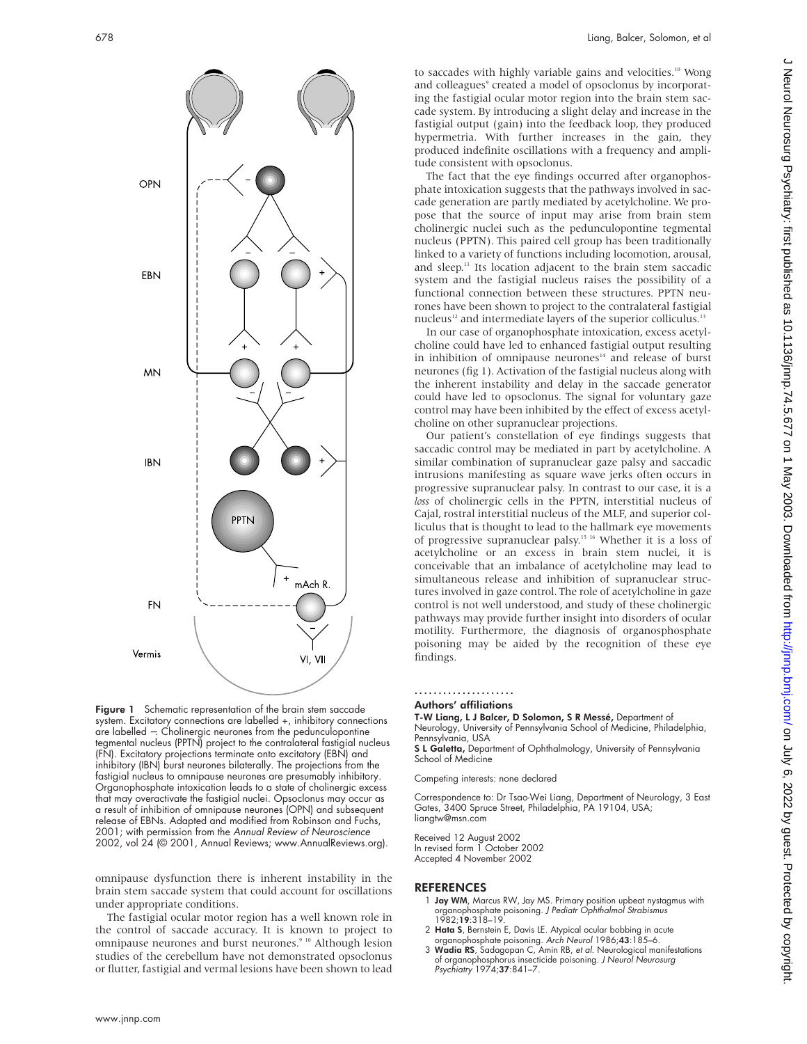**Figure 1** Schematic representation of the brain stem saccade system. Excitatory connections are labelled +, inhibitory connections are labelled −. Cholinergic neurones from the pedunculopontine tegmental nucleus (PPTN) project to the contralateral fastigial nucleus (FN). Excitatory projections terminate onto excitatory (EBN) and inhibitory (IBN) burst neurones bilaterally. The projections from the fastigial nucleus to omnipause neurones are presumably inhibitory. Organophosphate intoxication leads to a state of cholinergic excess that may overactivate the fastigial nuclei. Opsoclonus may occur as a result of inhibition of omnipause neurones (OPN) and subsequent release of EBNs. Adapted and modified from Robinson and Fuchs, 2001; with permission from the *Annual Review of Neuroscience* 2002, vol 24 (© 2001, Annual Reviews; www.AnnualReviews.org).

omnipause dysfunction there is inherent instability in the brain stem saccade system that could account for oscillations under appropriate conditions.

The fastigial ocular motor region has a well known role in the control of saccade accuracy. It is known to project to omnipause neurones and burst neurones.[9 10] Although lesion studies of the cerebellum have not demonstrated opsoclonus or flutter, fastigial and vermal lesions have been shown to lead to saccades with highly variable gains and velocities.[10] Wong and colleagues[9] created a model of opsoclonus by incorporating the fastigial ocular motor region into the brain stem saccade system. By introducing a slight delay and increase in the fastigial output (gain) into the feedback loop, they produced hypermetria. With further increases in the gain, they produced indefinite oscillations with a frequency and amplitude consistent with opsoclonus.

The fact that the eye findings occurred after organophosphate intoxication suggests that the pathways involved in saccade generation are partly mediated by acetylcholine. We propose that the source of input may arise from brain stem cholinergic nuclei such as the pedunculopontine tegmental nucleus (PPTN). This paired cell group has been traditionally linked to a variety of functions including locomotion, arousal, and sleep.[11] Its location adjacent to the brain stem saccadic system and the fastigial nucleus raises the possibility of a functional connection between these structures. PPTN neurones have been shown to project to the contralateral fastigial nucleus[12] and intermediate layers of the superior colliculus.[13]

In our case of organophosphate intoxication, excess acetylcholine could have led to enhanced fastigial output resulting in inhibition of omnipause neurones[14] and release of burst neurones (fig 1). Activation of the fastigial nucleus along with the inherent instability and delay in the saccade generator could have led to opsoclonus. The signal for voluntary gaze control may have been inhibited by the effect of excess acetylcholine on other supranuclear projections.

Our patient's constellation of eye findings suggests that saccadic control may be mediated in part by acetylcholine. A similar combination of supranuclear gaze palsy and saccadic intrusions manifesting as square wave jerks often occurs in progressive supranuclear palsy. In contrast to our case, it is a *loss* of cholinergic cells in the PPTN, interstitial nucleus of Cajal, rostral interstitial nucleus of the MLF, and superior colliculus that is thought to lead to the hallmark eye movements of progressive supranuclear palsy.[15 16] Whether it is a loss of acetylcholine or an excess in brain stem nuclei, it is conceivable that an imbalance of acetylcholine may lead to simultaneous release and inhibition of supranuclear structures involved in gaze control. The role of acetylcholine in gaze control is not well understood, and study of these cholinergic pathways may provide further insight into disorders of ocular motility. Furthermore, the diagnosis of organosphosphate poisoning may be aided by the recognition of these eye findings.

.....................

### Authors' affiliations

**T-W Liang, L J Balcer, D Solomon, S R Messé,** Department of Neurology, University of Pennsylvania School of Medicine, Philadelphia, Pennsylvania, USA

**S L Galetta,** Department of Ophthalmology, University of Pennsylvania School of Medicine

Competing interests: none declared

Correspondence to: Dr Tsao-Wei Liang, Department of Neurology, 3 East Gates, 3400 Spruce Street, Philadelphia, PA 19104, USA; liangtw@msn.com

Received 12 August 2002
In revised form 1 October 2002
Accepted 4 November 2002

## REFERENCES

1. **Jay WM**, Marcus RW, Jay MS. Primary position upbeat nystagmus with organophosphate poisoning. *J Pediatr Ophthalmol Strabismus* 1982;**19**:318–19.
2. **Hata S**, Bernstein E, Davis LE. Atypical ocular bobbing in acute organophosphate poisoning. *Arch Neurol* 1986;**43**:185–6.
3. **Wadia RS**, Sadagopan C, Amin RB, *et al.* Neurological manifestations of organophosphorus insecticide poisoning. *J Neurol Neurosurg Psychiatry* 1974;**37**:841–7.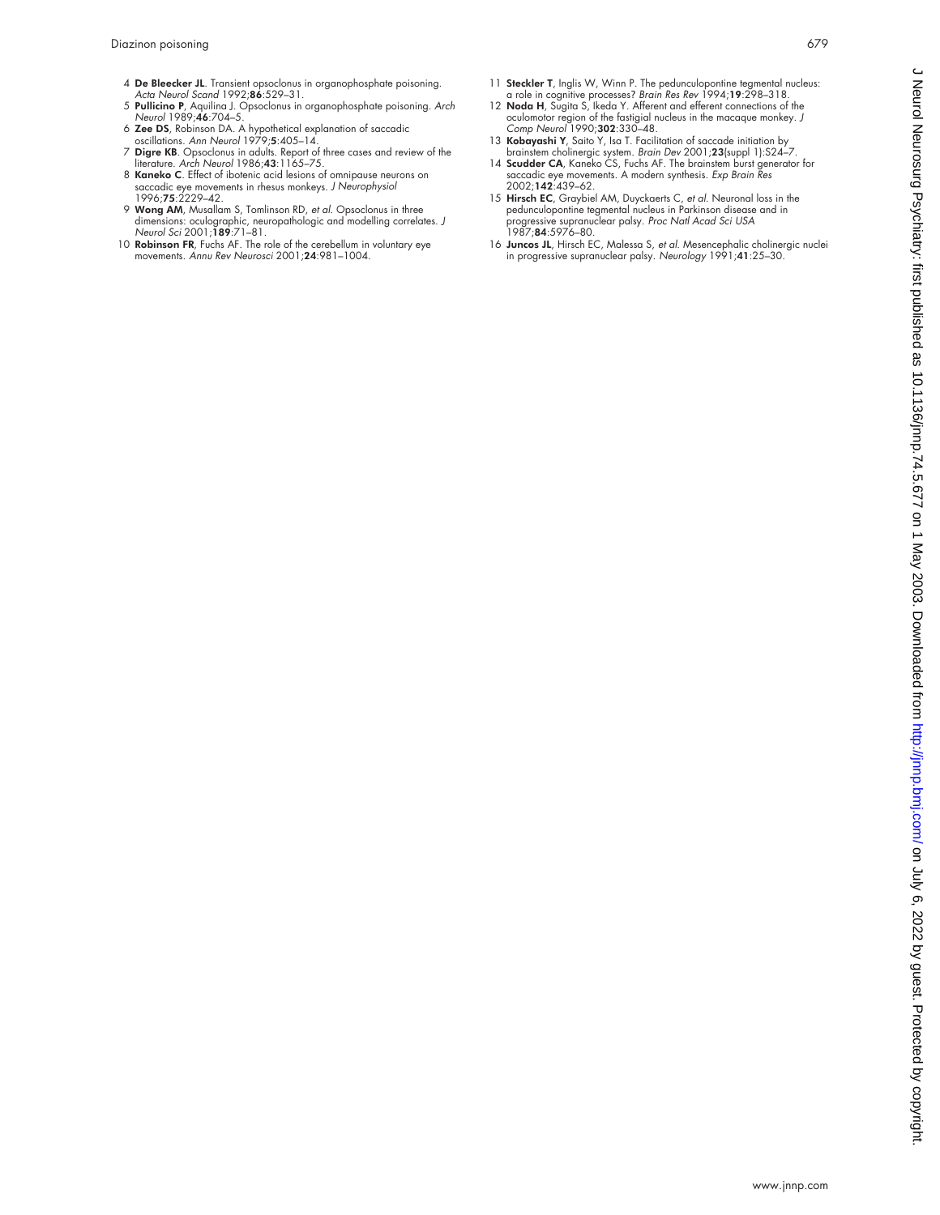4 **De Bleecker JL**. Transient opsoclonus in organophosphate poisoning. *Acta Neurol Scand* 1992;**86**:529–31.

5 **Pullicino P**, Aquilina J. Opsoclonus in organophosphate poisoning. *Arch Neurol* 1989;**46**:704–5.

6 **Zee DS**, Robinson DA. A hypothetical explanation of saccadic oscillations. *Ann Neurol* 1979;**5**:405–14.

7 **Digre KB**. Opsoclonus in adults. Report of three cases and review of the literature. *Arch Neurol* 1986;**43**:1165–75.

8 **Kaneko C**. Effect of ibotenic acid lesions of omnipause neurons on saccadic eye movements in rhesus monkeys. *J Neurophysiol* 1996;**75**:2229–42.

9 **Wong AM**, Musallam S, Tomlinson RD, *et al*. Opsoclonus in three dimensions: oculographic, neuropathologic and modelling correlates. *J Neurol Sci* 2001;**189**:71–81.

10 **Robinson FR**, Fuchs AF. The role of the cerebellum in voluntary eye movements. *Annu Rev Neurosci* 2001;**24**:981–1004.

11 **Steckler T**, Inglis W, Winn P. The pedunculopontine tegmental nucleus: a role in cognitive processes? *Brain Res Rev* 1994;**19**:298–318.

12 **Noda H**, Sugita S, Ikeda Y. Afferent and efferent connections of the oculomotor region of the fastigial nucleus in the macaque monkey. *J Comp Neurol* 1990;**302**:330–48.

13 **Kobayashi Y**, Saito Y, Isa T. Facilitation of saccade initiation by brainstem cholinergic system. *Brain Dev* 2001;**23**(suppl 1):S24–7.

14 **Scudder CA**, Kaneko CS, Fuchs AF. The brainstem burst generator for saccadic eye movements. A modern synthesis. *Exp Brain Res* 2002;**142**:439–62.

15 **Hirsch EC**, Graybiel AM, Duyckaerts C, *et al*. Neuronal loss in the pedunculopontine tegmental nucleus in Parkinson disease and in progressive supranuclear palsy. *Proc Natl Acad Sci USA* 1987;**84**:5976–80.

16 **Juncos JL**, Hirsch EC, Malessa S, *et al*. Mesencephalic cholinergic nuclei in progressive supranuclear palsy. *Neurology* 1991;**41**:25–30.